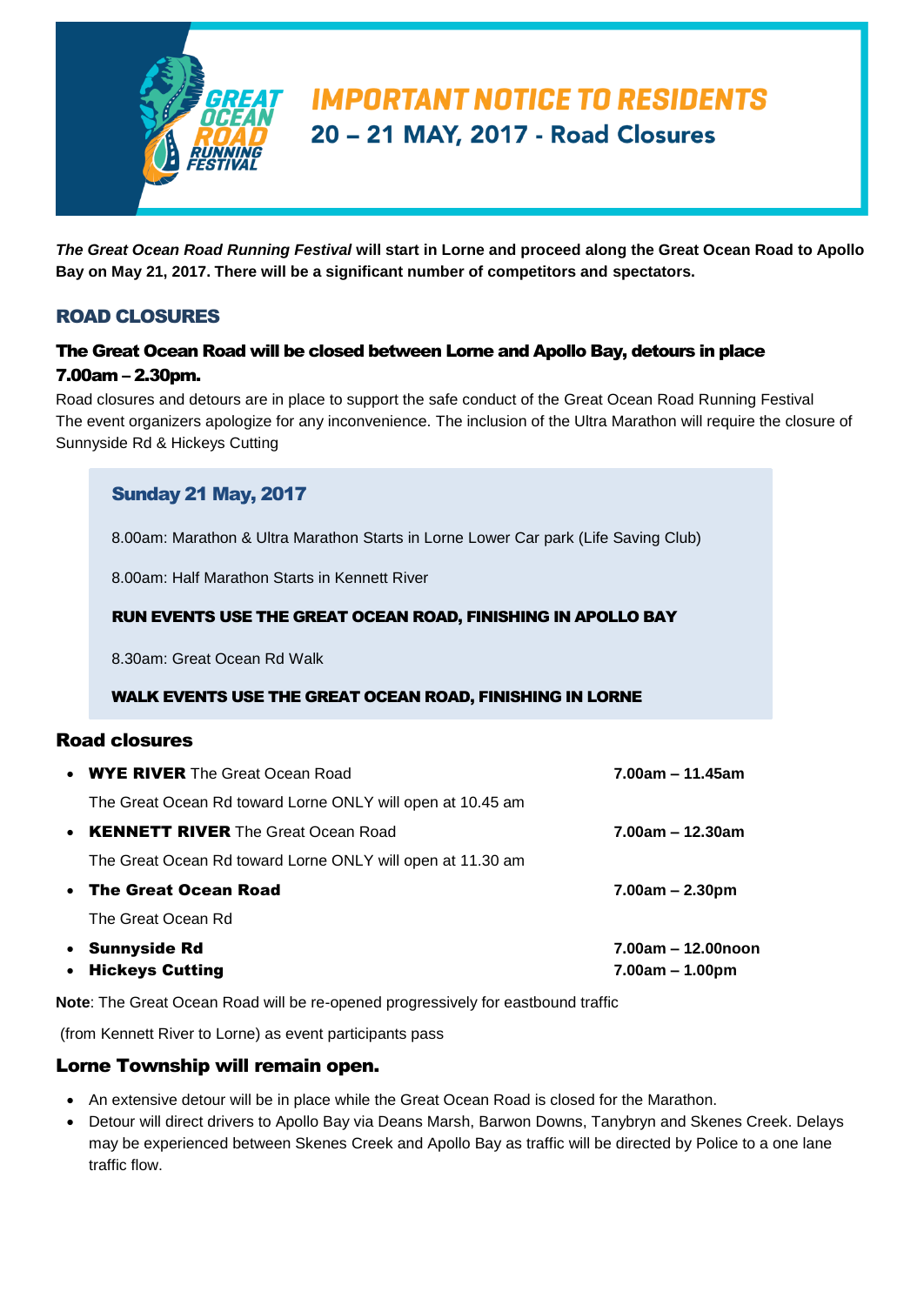# IMPORTANT NOTICE TO RESIDENTS

## 20 – 21 MAY, 2017 - Road Closures

***The Great Ocean Road Running Festival* will start in Lorne and proceed along the Great Ocean Road to Apollo Bay on May 21, 2017. There will be a significant number of competitors and spectators.**

## ROAD CLOSURES

### The Great Ocean Road will be closed between Lorne and Apollo Bay, detours in place 7.00am – 2.30pm.

Road closures and detours are in place to support the safe conduct of the Great Ocean Road Running Festival The event organizers apologize for any inconvenience. The inclusion of the Ultra Marathon will require the closure of Sunnyside Rd & Hickeys Cutting

### Sunday 21 May, 2017

8.00am: Marathon & Ultra Marathon Starts in Lorne Lower Car park (Life Saving Club)

8.00am: Half Marathon Starts in Kennett River

**RUN EVENTS USE THE GREAT OCEAN ROAD, FINISHING IN APOLLO BAY**

8.30am: Great Ocean Rd Walk

**WALK EVENTS USE THE GREAT OCEAN ROAD, FINISHING IN LORNE**

### Road closures

- **WYE RIVER** The Great Ocean Road — **7.00am – 11.45am**

  The Great Ocean Rd toward Lorne ONLY will open at 10.45 am
- **KENNETT RIVER** The Great Ocean Road — **7.00am – 12.30am**

  The Great Ocean Rd toward Lorne ONLY will open at 11.30 am
- **The Great Ocean Road** — **7.00am – 2.30pm**

  The Great Ocean Rd
- **Sunnyside Rd** — **7.00am – 12.00noon**
- **Hickeys Cutting** — **7.00am – 1.00pm**

**Note**: The Great Ocean Road will be re-opened progressively for eastbound traffic

(from Kennett River to Lorne) as event participants pass

### Lorne Township will remain open.

- An extensive detour will be in place while the Great Ocean Road is closed for the Marathon.
- Detour will direct drivers to Apollo Bay via Deans Marsh, Barwon Downs, Tanybryn and Skenes Creek. Delays may be experienced between Skenes Creek and Apollo Bay as traffic will be directed by Police to a one lane traffic flow.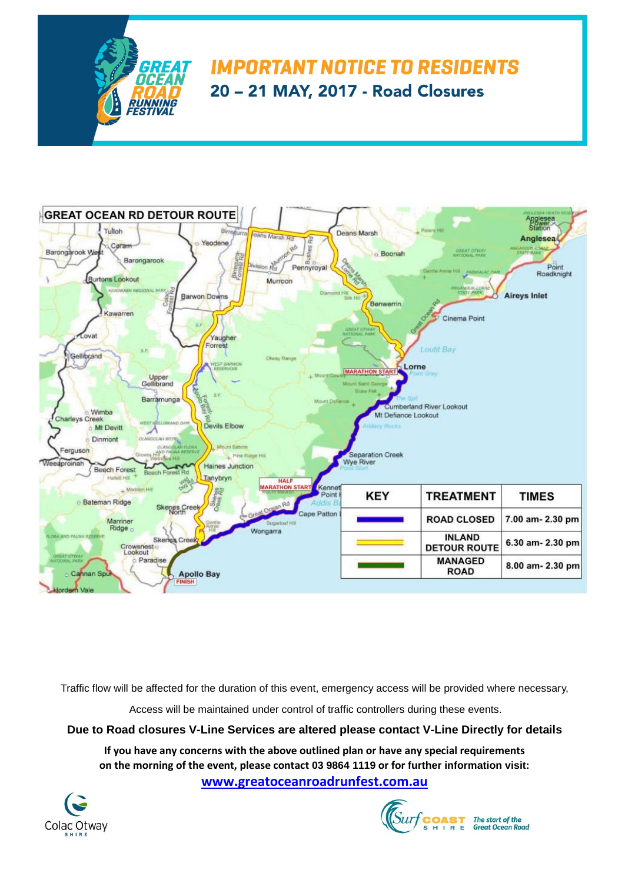# IMPORTANT NOTICE TO RESIDENTS

## 20 – 21 MAY, 2017 - Road Closures

GREAT OCEAN RD DETOUR ROUTE

| KEY | TREATMENT | TIMES |
|---|---|---|
| Blue line | ROAD CLOSED | 7.00 am- 2.30 pm |
| Yellow line | INLAND DETOUR ROUTE | 6.30 am- 2.30 pm |
| Green line | MANAGED ROAD | 8.00 am- 2.30 pm |

Traffic flow will be affected for the duration of this event, emergency access will be provided where necessary,

Access will be maintained under control of traffic controllers during these events.

**Due to Road closures V-Line Services are altered please contact V-Line Directly for details**

**If you have any concerns with the above outlined plan or have any special requirements on the morning of the event, please contact 03 9864 1119 or for further information visit:**

**www.greatoceanroadrunfest.com.au**